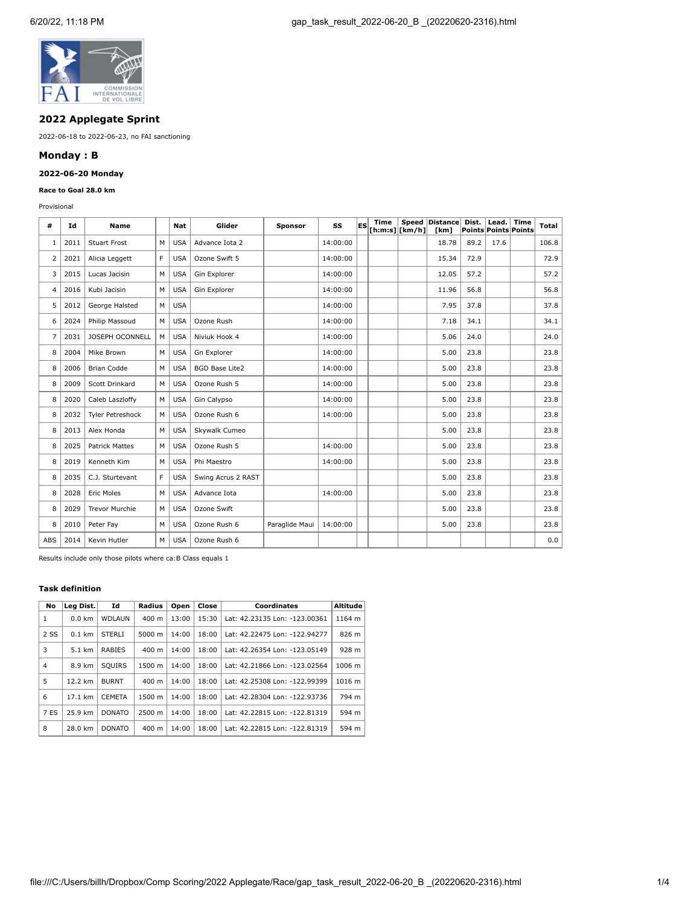## 2022 Applegate Sprint

2022-06-18 to 2022-06-23, no FAI sanctioning

## Monday : B

### 2022-06-20 Monday

#### Race to Goal 28.0 km

Provisional

| # | Id | Name | | Nat | Glider | Sponsor | SS | ES | Time [h:m:s] | Speed [km/h] | Distance [km] | Dist. Points | Lead. Points | Time Points | Total |
|---|---|---|---|---|---|---|---|---|---|---|---|---|---|---|---|
| 1 | 2011 | Stuart Frost | M | USA | Advance Iota 2 | | 14:00:00 | | | | 18.78 | 89.2 | 17.6 | | 106.8 |
| 2 | 2021 | Alicia Leggett | F | USA | Ozone Swift 5 | | 14:00:00 | | | | 15.34 | 72.9 | | | 72.9 |
| 3 | 2015 | Lucas Jacisin | M | USA | Gin Explorer | | 14:00:00 | | | | 12.05 | 57.2 | | | 57.2 |
| 4 | 2016 | Kubi Jacisin | M | USA | Gin Explorer | | 14:00:00 | | | | 11.96 | 56.8 | | | 56.8 |
| 5 | 2012 | George Halsted | M | USA | | | 14:00:00 | | | | 7.95 | 37.8 | | | 37.8 |
| 6 | 2024 | Philip Massoud | M | USA | Ozone Rush | | 14:00:00 | | | | 7.18 | 34.1 | | | 34.1 |
| 7 | 2031 | JOSEPH OCONNELL | M | USA | Niviuk Hook 4 | | 14:00:00 | | | | 5.06 | 24.0 | | | 24.0 |
| 8 | 2004 | Mike Brown | M | USA | Gn Explorer | | 14:00:00 | | | | 5.00 | 23.8 | | | 23.8 |
| 8 | 2006 | Brian Codde | M | USA | BGD Base Lite2 | | 14:00:00 | | | | 5.00 | 23.8 | | | 23.8 |
| 8 | 2009 | Scott Drinkard | M | USA | Ozone Rush 5 | | 14:00:00 | | | | 5.00 | 23.8 | | | 23.8 |
| 8 | 2020 | Caleb Laszloffy | M | USA | Gin Calypso | | 14:00:00 | | | | 5.00 | 23.8 | | | 23.8 |
| 8 | 2032 | Tyler Petreshock | M | USA | Ozone Rush 6 | | 14:00:00 | | | | 5.00 | 23.8 | | | 23.8 |
| 8 | 2013 | Alex Honda | M | USA | Skywalk Cumeo | | | | | | 5.00 | 23.8 | | | 23.8 |
| 8 | 2025 | Patrick Mattes | M | USA | Ozone Rush 5 | | 14:00:00 | | | | 5.00 | 23.8 | | | 23.8 |
| 8 | 2019 | Kenneth Kim | M | USA | Phi Maestro | | 14:00:00 | | | | 5.00 | 23.8 | | | 23.8 |
| 8 | 2035 | C.J. Sturtevant | F | USA | Swing Acrus 2 RAST | | | | | | 5.00 | 23.8 | | | 23.8 |
| 8 | 2028 | Eric Moles | M | USA | Advance Iota | | 14:00:00 | | | | 5.00 | 23.8 | | | 23.8 |
| 8 | 2029 | Trevor Murchie | M | USA | Ozone Swift | | | | | | 5.00 | 23.8 | | | 23.8 |
| 8 | 2010 | Peter Fay | M | USA | Ozone Rush 6 | Paraglide Maui | 14:00:00 | | | | 5.00 | 23.8 | | | 23.8 |
| ABS | 2014 | Kevin Hutler | M | USA | Ozone Rush 6 | | | | | | | | | | 0.0 |

Results include only those pilots where ca:B Class equals 1

#### Task definition

| No | Leg Dist. | Id | Radius | Open | Close | Coordinates | Altitude |
|---|---|---|---|---|---|---|---|
| 1 | 0.0 km | WDLAUN | 400 m | 13:00 | 15:30 | Lat: 42.23135 Lon: -123.00361 | 1164 m |
| 2 SS | 0.1 km | STERLI | 5000 m | 14:00 | 18:00 | Lat: 42.22475 Lon: -122.94277 | 826 m |
| 3 | 5.1 km | RABIES | 400 m | 14:00 | 18:00 | Lat: 42.26354 Lon: -123.05149 | 928 m |
| 4 | 8.9 km | SQUIRS | 1500 m | 14:00 | 18:00 | Lat: 42.21866 Lon: -123.02564 | 1006 m |
| 5 | 12.2 km | BURNT | 400 m | 14:00 | 18:00 | Lat: 42.25308 Lon: -122.99399 | 1016 m |
| 6 | 17.1 km | CEMETA | 1500 m | 14:00 | 18:00 | Lat: 42.28304 Lon: -122.93736 | 794 m |
| 7 ES | 25.9 km | DONATO | 2500 m | 14:00 | 18:00 | Lat: 42.22815 Lon: -122.81319 | 594 m |
| 8 | 28.0 km | DONATO | 400 m | 14:00 | 18:00 | Lat: 42.22815 Lon: -122.81319 | 594 m |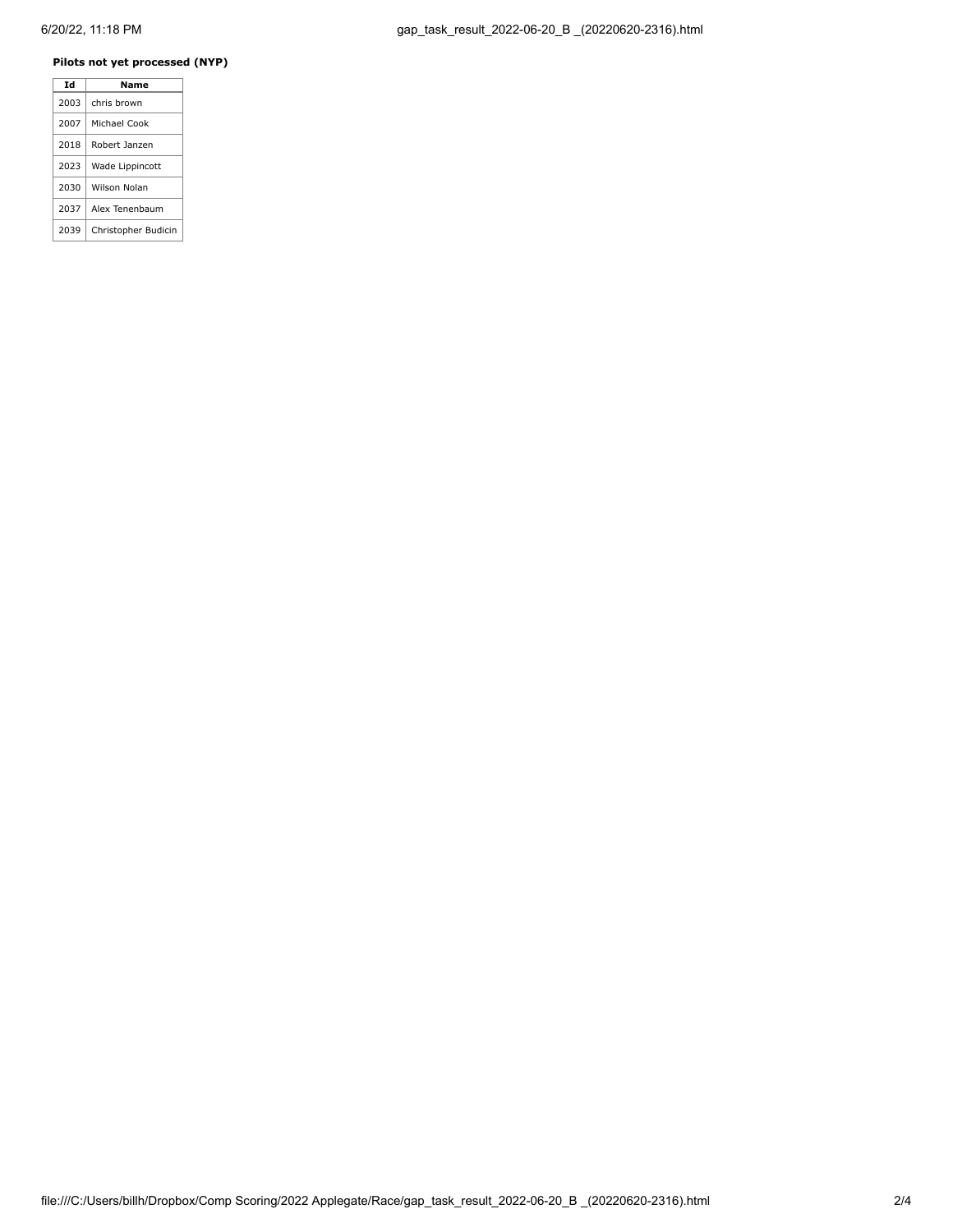**Pilots not yet processed (NYP)**

| Id | Name |
|---|---|
| 2003 | chris brown |
| 2007 | Michael Cook |
| 2018 | Robert Janzen |
| 2023 | Wade Lippincott |
| 2030 | Wilson Nolan |
| 2037 | Alex Tenenbaum |
| 2039 | Christopher Budicin |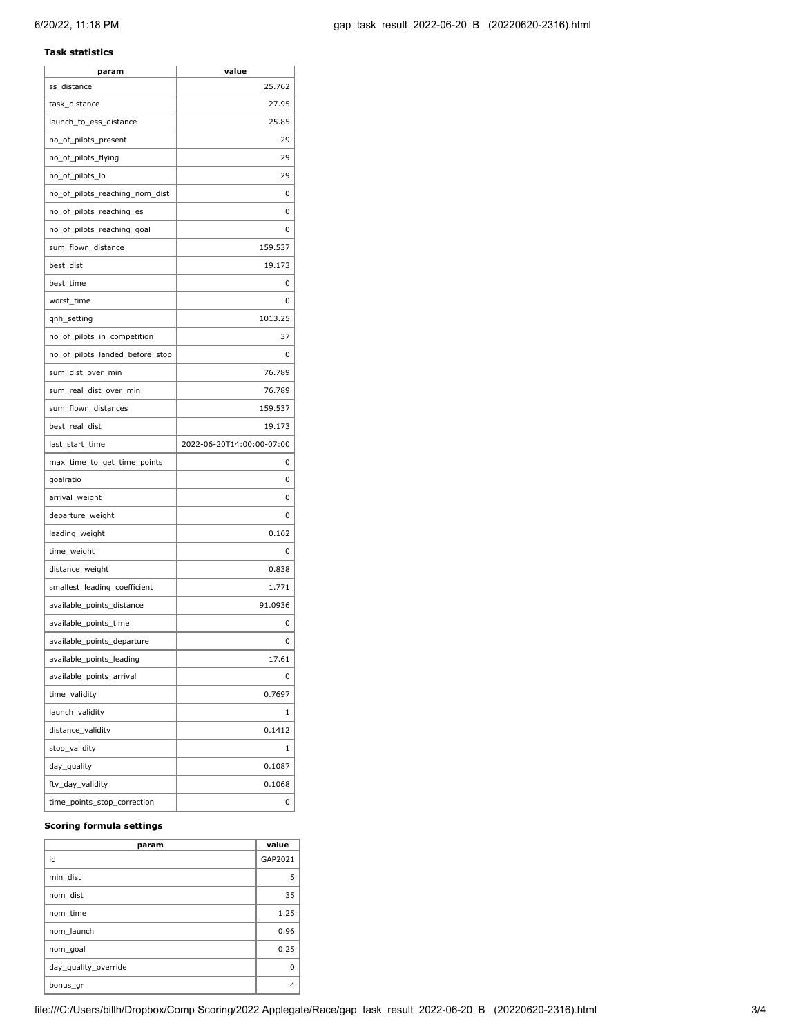**Task statistics**

| param | value |
| --- | --- |
| ss_distance | 25.762 |
| task_distance | 27.95 |
| launch_to_ess_distance | 25.85 |
| no_of_pilots_present | 29 |
| no_of_pilots_flying | 29 |
| no_of_pilots_lo | 29 |
| no_of_pilots_reaching_nom_dist | 0 |
| no_of_pilots_reaching_es | 0 |
| no_of_pilots_reaching_goal | 0 |
| sum_flown_distance | 159.537 |
| best_dist | 19.173 |
| best_time | 0 |
| worst_time | 0 |
| qnh_setting | 1013.25 |
| no_of_pilots_in_competition | 37 |
| no_of_pilots_landed_before_stop | 0 |
| sum_dist_over_min | 76.789 |
| sum_real_dist_over_min | 76.789 |
| sum_flown_distances | 159.537 |
| best_real_dist | 19.173 |
| last_start_time | 2022-06-20T14:00:00-07:00 |
| max_time_to_get_time_points | 0 |
| goalratio | 0 |
| arrival_weight | 0 |
| departure_weight | 0 |
| leading_weight | 0.162 |
| time_weight | 0 |
| distance_weight | 0.838 |
| smallest_leading_coefficient | 1.771 |
| available_points_distance | 91.0936 |
| available_points_time | 0 |
| available_points_departure | 0 |
| available_points_leading | 17.61 |
| available_points_arrival | 0 |
| time_validity | 0.7697 |
| launch_validity | 1 |
| distance_validity | 0.1412 |
| stop_validity | 1 |
| day_quality | 0.1087 |
| ftv_day_validity | 0.1068 |
| time_points_stop_correction | 0 |

**Scoring formula settings**

| param | value |
| --- | --- |
| id | GAP2021 |
| min_dist | 5 |
| nom_dist | 35 |
| nom_time | 1.25 |
| nom_launch | 0.96 |
| nom_goal | 0.25 |
| day_quality_override | 0 |
| bonus_gr | 4 |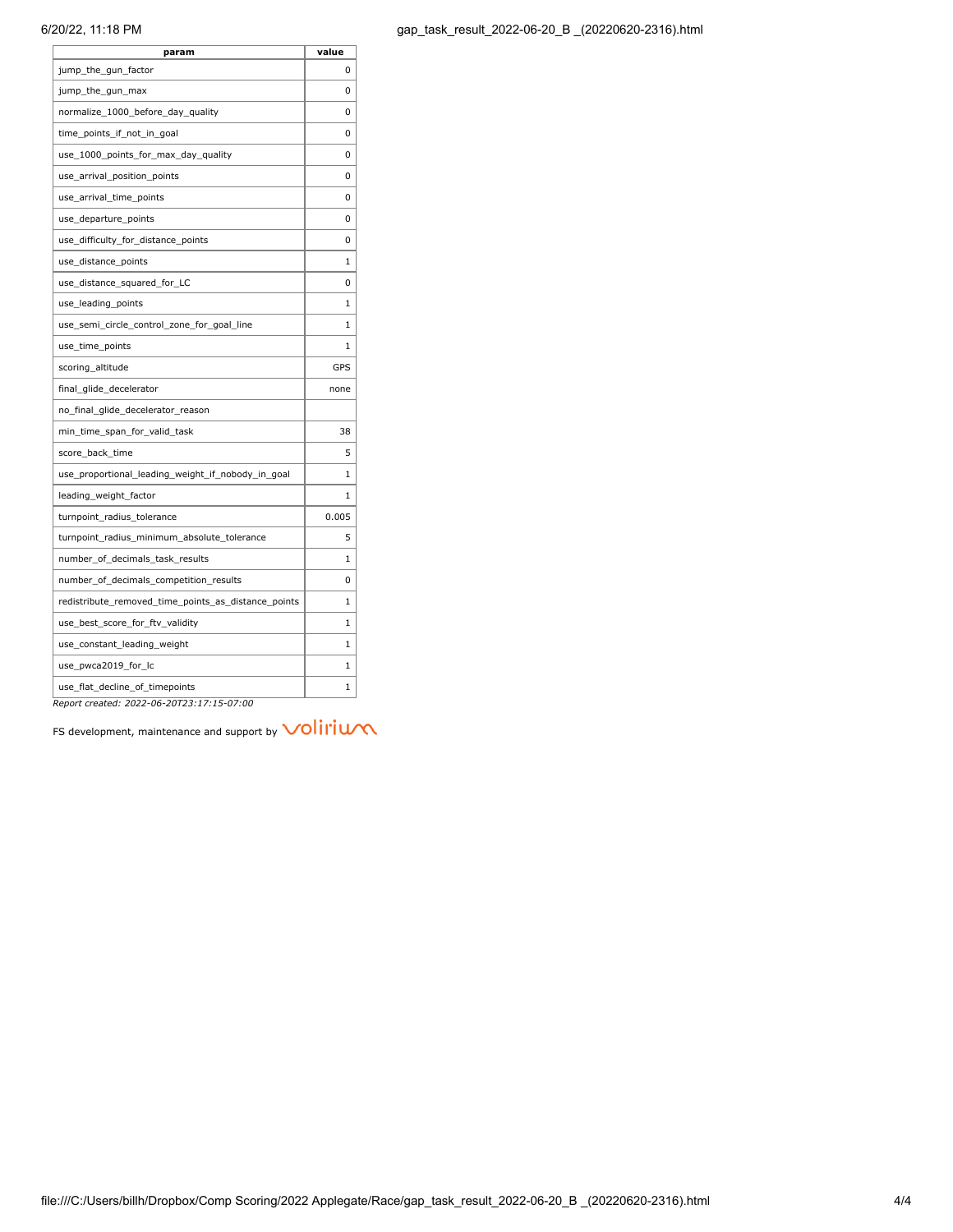| param | value |
|---|---|
| jump_the_gun_factor | 0 |
| jump_the_gun_max | 0 |
| normalize_1000_before_day_quality | 0 |
| time_points_if_not_in_goal | 0 |
| use_1000_points_for_max_day_quality | 0 |
| use_arrival_position_points | 0 |
| use_arrival_time_points | 0 |
| use_departure_points | 0 |
| use_difficulty_for_distance_points | 0 |
| use_distance_points | 1 |
| use_distance_squared_for_LC | 0 |
| use_leading_points | 1 |
| use_semi_circle_control_zone_for_goal_line | 1 |
| use_time_points | 1 |
| scoring_altitude | GPS |
| final_glide_decelerator | none |
| no_final_glide_decelerator_reason | |
| min_time_span_for_valid_task | 38 |
| score_back_time | 5 |
| use_proportional_leading_weight_if_nobody_in_goal | 1 |
| leading_weight_factor | 1 |
| turnpoint_radius_tolerance | 0.005 |
| turnpoint_radius_minimum_absolute_tolerance | 5 |
| number_of_decimals_task_results | 1 |
| number_of_decimals_competition_results | 0 |
| redistribute_removed_time_points_as_distance_points | 1 |
| use_best_score_for_ftv_validity | 1 |
| use_constant_leading_weight | 1 |
| use_pwca2019_for_lc | 1 |
| use_flat_decline_of_timepoints | 1 |

*Report created: 2022-06-20T23:17:15-07:00*

FS development, maintenance and support by volirium